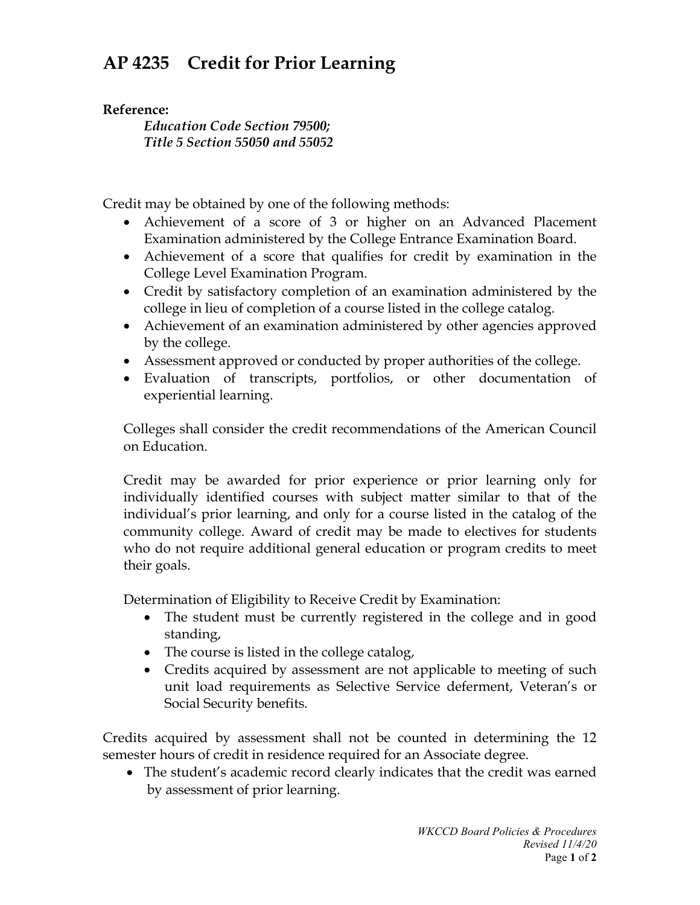# AP 4235 Credit for Prior Learning

**Reference:**

*Education Code Section 79500;*
*Title 5 Section 55050 and 55052*

Credit may be obtained by one of the following methods:

- Achievement of a score of 3 or higher on an Advanced Placement Examination administered by the College Entrance Examination Board.
- Achievement of a score that qualifies for credit by examination in the College Level Examination Program.
- Credit by satisfactory completion of an examination administered by the college in lieu of completion of a course listed in the college catalog.
- Achievement of an examination administered by other agencies approved by the college.
- Assessment approved or conducted by proper authorities of the college.
- Evaluation of transcripts, portfolios, or other documentation of experiential learning.

Colleges shall consider the credit recommendations of the American Council on Education.

Credit may be awarded for prior experience or prior learning only for individually identified courses with subject matter similar to that of the individual's prior learning, and only for a course listed in the catalog of the community college. Award of credit may be made to electives for students who do not require additional general education or program credits to meet their goals.

Determination of Eligibility to Receive Credit by Examination:

- The student must be currently registered in the college and in good standing,
- The course is listed in the college catalog,
- Credits acquired by assessment are not applicable to meeting of such unit load requirements as Selective Service deferment, Veteran's or Social Security benefits.

Credits acquired by assessment shall not be counted in determining the 12 semester hours of credit in residence required for an Associate degree.

- The student's academic record clearly indicates that the credit was earned by assessment of prior learning.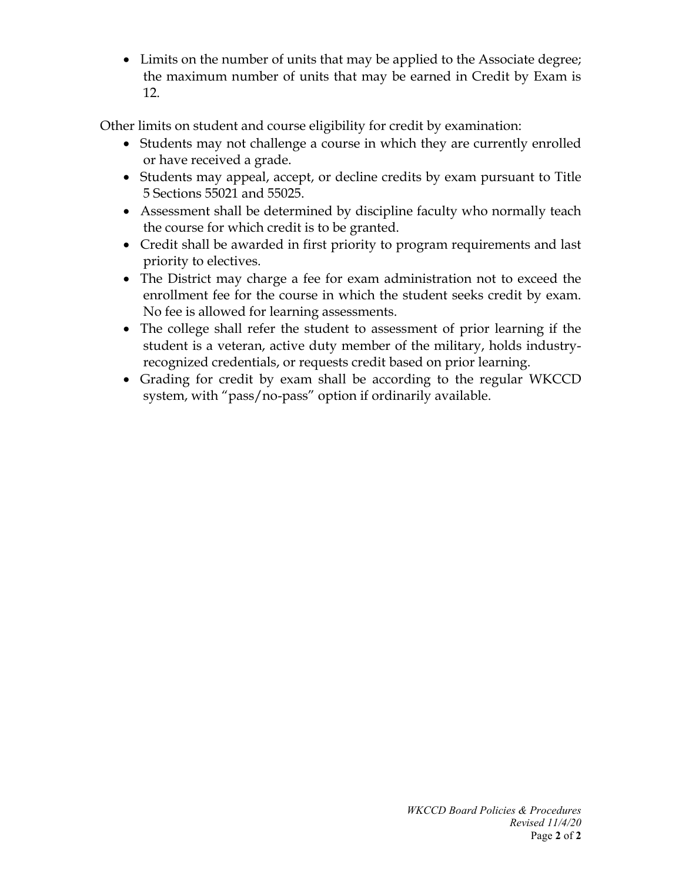- Limits on the number of units that may be applied to the Associate degree; the maximum number of units that may be earned in Credit by Exam is 12.

Other limits on student and course eligibility for credit by examination:

- Students may not challenge a course in which they are currently enrolled or have received a grade.
- Students may appeal, accept, or decline credits by exam pursuant to Title 5 Sections 55021 and 55025.
- Assessment shall be determined by discipline faculty who normally teach the course for which credit is to be granted.
- Credit shall be awarded in first priority to program requirements and last priority to electives.
- The District may charge a fee for exam administration not to exceed the enrollment fee for the course in which the student seeks credit by exam. No fee is allowed for learning assessments.
- The college shall refer the student to assessment of prior learning if the student is a veteran, active duty member of the military, holds industry-recognized credentials, or requests credit based on prior learning.
- Grading for credit by exam shall be according to the regular WKCCD system, with "pass/no-pass" option if ordinarily available.